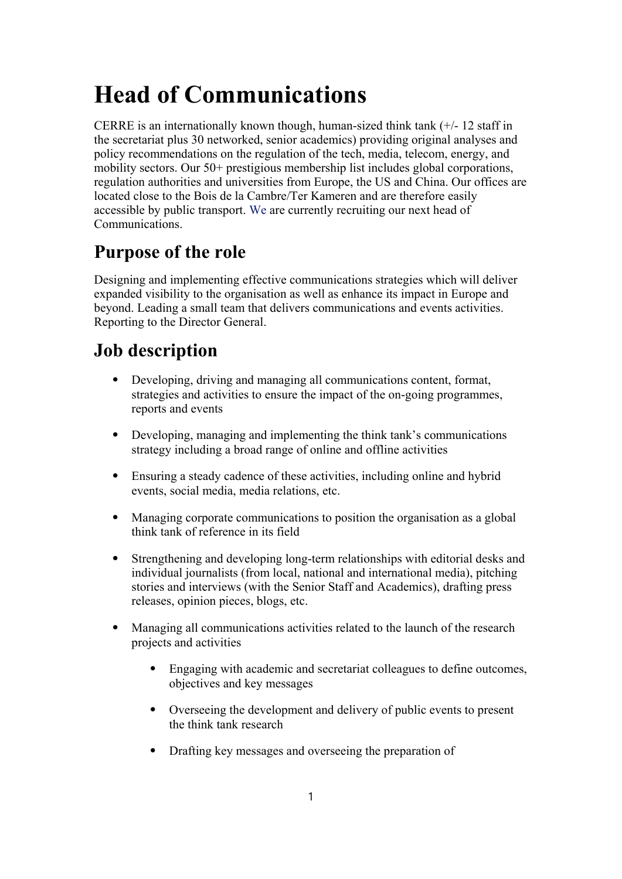# Head of Communications

CERRE is an internationally known though, human-sized think tank (+/- 12 staff in the secretariat plus 30 networked, senior academics) providing original analyses and policy recommendations on the regulation of the tech, media, telecom, energy, and mobility sectors. Our 50+ prestigious membership list includes global corporations, regulation authorities and universities from Europe, the US and China. Our offices are located close to the Bois de la Cambre/Ter Kameren and are therefore easily accessible by public transport. We are currently recruiting our next head of Communications.

## Purpose of the role

Designing and implementing effective communications strategies which will deliver expanded visibility to the organisation as well as enhance its impact in Europe and beyond. Leading a small team that delivers communications and events activities. Reporting to the Director General.

## Job description

- Developing, driving and managing all communications content, format, strategies and activities to ensure the impact of the on-going programmes, reports and events
- Developing, managing and implementing the think tank's communications strategy including a broad range of online and offline activities
- Ensuring a steady cadence of these activities, including online and hybrid events, social media, media relations, etc.
- Managing corporate communications to position the organisation as a global think tank of reference in its field
- Strengthening and developing long-term relationships with editorial desks and individual journalists (from local, national and international media), pitching stories and interviews (with the Senior Staff and Academics), drafting press releases, opinion pieces, blogs, etc.
- Managing all communications activities related to the launch of the research projects and activities
    - Engaging with academic and secretariat colleagues to define outcomes, objectives and key messages
    - Overseeing the development and delivery of public events to present the think tank research
    - Drafting key messages and overseeing the preparation of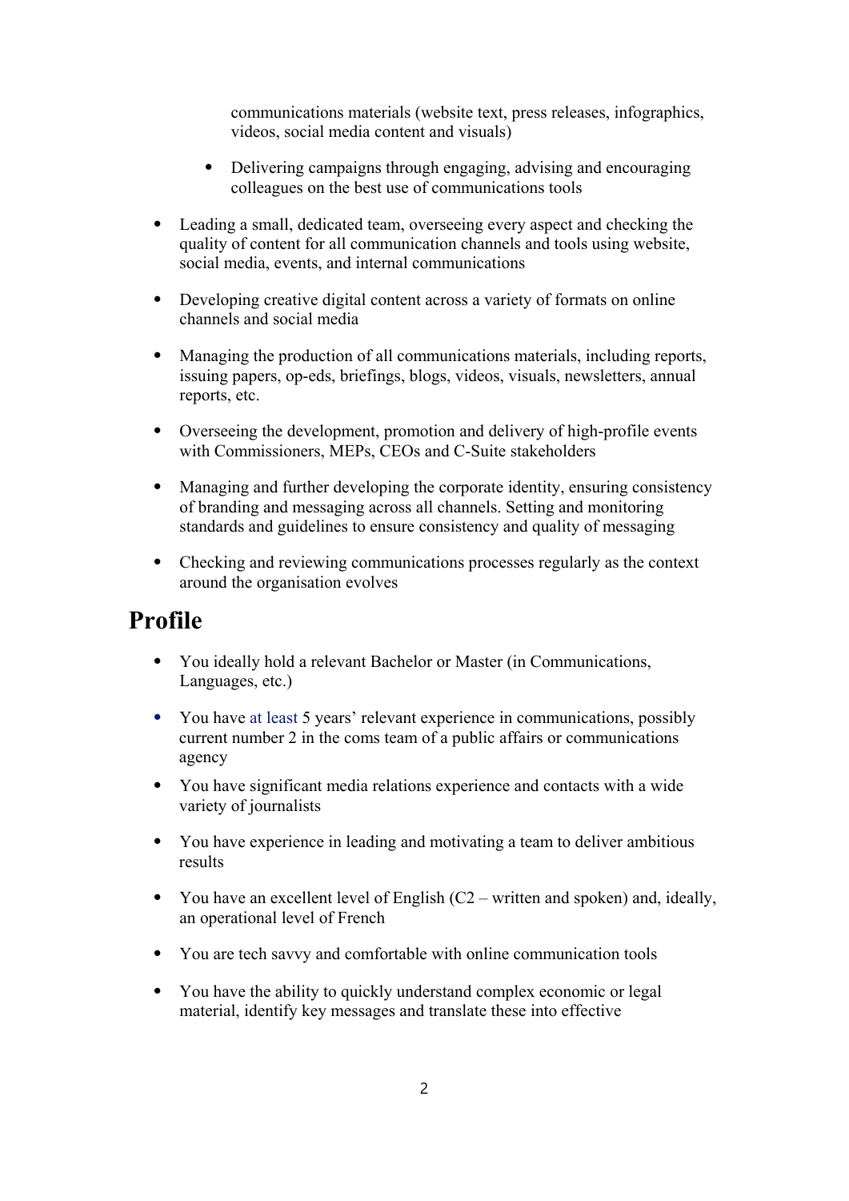communications materials (website text, press releases, infographics, videos, social media content and visuals)

  - Delivering campaigns through engaging, advising and encouraging colleagues on the best use of communications tools

- Leading a small, dedicated team, overseeing every aspect and checking the quality of content for all communication channels and tools using website, social media, events, and internal communications

- Developing creative digital content across a variety of formats on online channels and social media

- Managing the production of all communications materials, including reports, issuing papers, op-eds, briefings, blogs, videos, visuals, newsletters, annual reports, etc.

- Overseeing the development, promotion and delivery of high-profile events with Commissioners, MEPs, CEOs and C-Suite stakeholders

- Managing and further developing the corporate identity, ensuring consistency of branding and messaging across all channels. Setting and monitoring standards and guidelines to ensure consistency and quality of messaging

- Checking and reviewing communications processes regularly as the context around the organisation evolves

## Profile

- You ideally hold a relevant Bachelor or Master (in Communications, Languages, etc.)

- You have at least 5 years' relevant experience in communications, possibly current number 2 in the coms team of a public affairs or communications agency

- You have significant media relations experience and contacts with a wide variety of journalists

- You have experience in leading and motivating a team to deliver ambitious results

- You have an excellent level of English (C2 – written and spoken) and, ideally, an operational level of French

- You are tech savvy and comfortable with online communication tools

- You have the ability to quickly understand complex economic or legal material, identify key messages and translate these into effective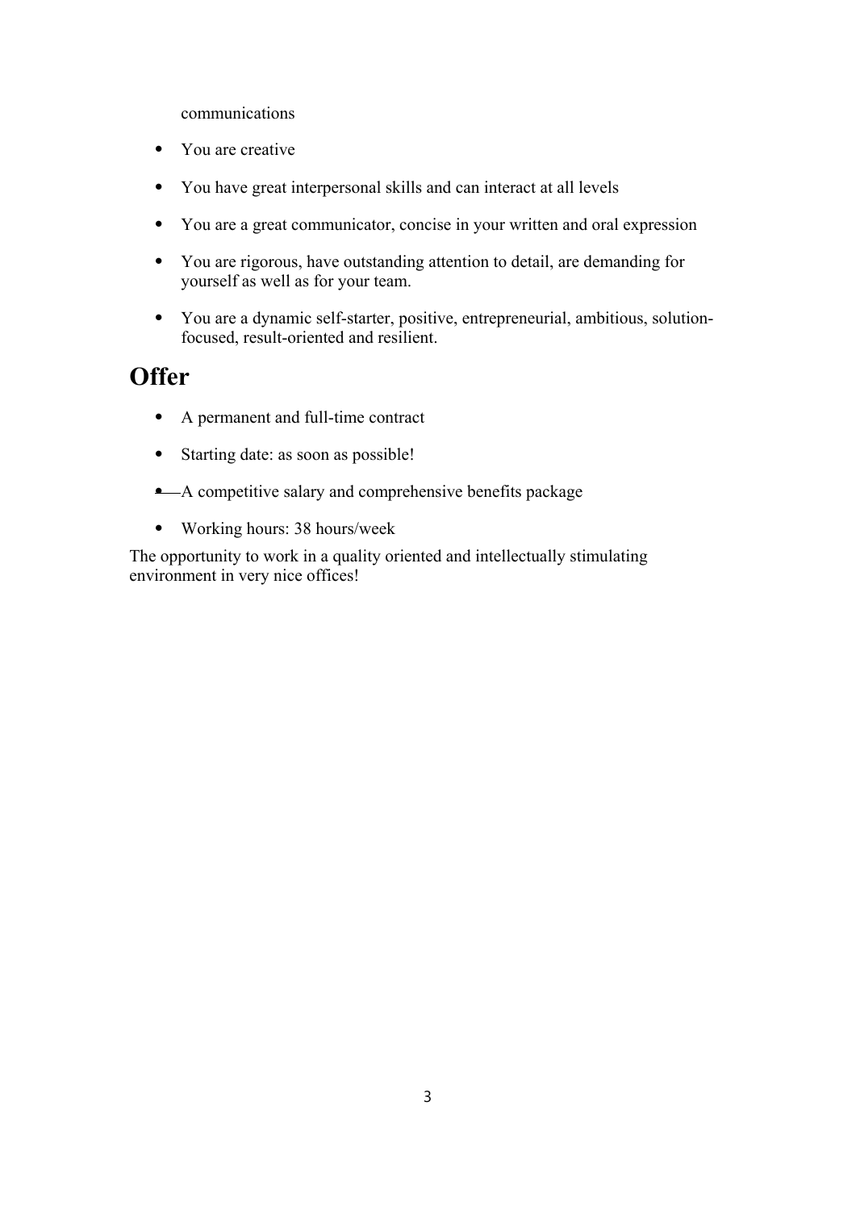communications

- You are creative
- You have great interpersonal skills and can interact at all levels
- You are a great communicator, concise in your written and oral expression
- You are rigorous, have outstanding attention to detail, are demanding for yourself as well as for your team.
- You are a dynamic self-starter, positive, entrepreneurial, ambitious, solution-focused, result-oriented and resilient.

## Offer

- A permanent and full-time contract
- Starting date: as soon as possible!
- A competitive salary and comprehensive benefits package
- Working hours: 38 hours/week

The opportunity to work in a quality oriented and intellectually stimulating environment in very nice offices!